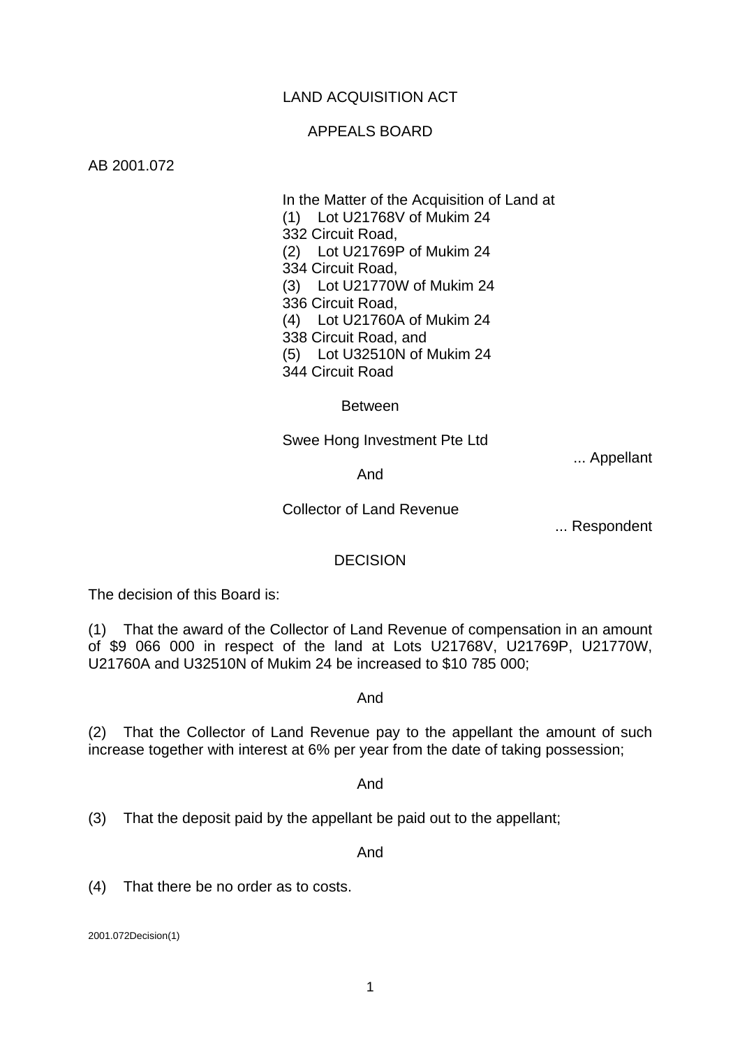LAND ACQUISITION ACT

APPEALS BOARD

AB 2001.072

In the Matter of the Acquisition of Land at
(1) Lot U21768V of Mukim 24
332 Circuit Road,
(2) Lot U21769P of Mukim 24
334 Circuit Road,
(3) Lot U21770W of Mukim 24
336 Circuit Road,
(4) Lot U21760A of Mukim 24
338 Circuit Road, and
(5) Lot U32510N of Mukim 24
344 Circuit Road

Between

Swee Hong Investment Pte Ltd
... Appellant

And

Collector of Land Revenue
... Respondent

DECISION

The decision of this Board is:

(1) That the award of the Collector of Land Revenue of compensation in an amount of $9 066 000 in respect of the land at Lots U21768V, U21769P, U21770W, U21760A and U32510N of Mukim 24 be increased to $10 785 000;

And

(2) That the Collector of Land Revenue pay to the appellant the amount of such increase together with interest at 6% per year from the date of taking possession;

And

(3) That the deposit paid by the appellant be paid out to the appellant;

And

(4) That there be no order as to costs.

2001.072Decision(1)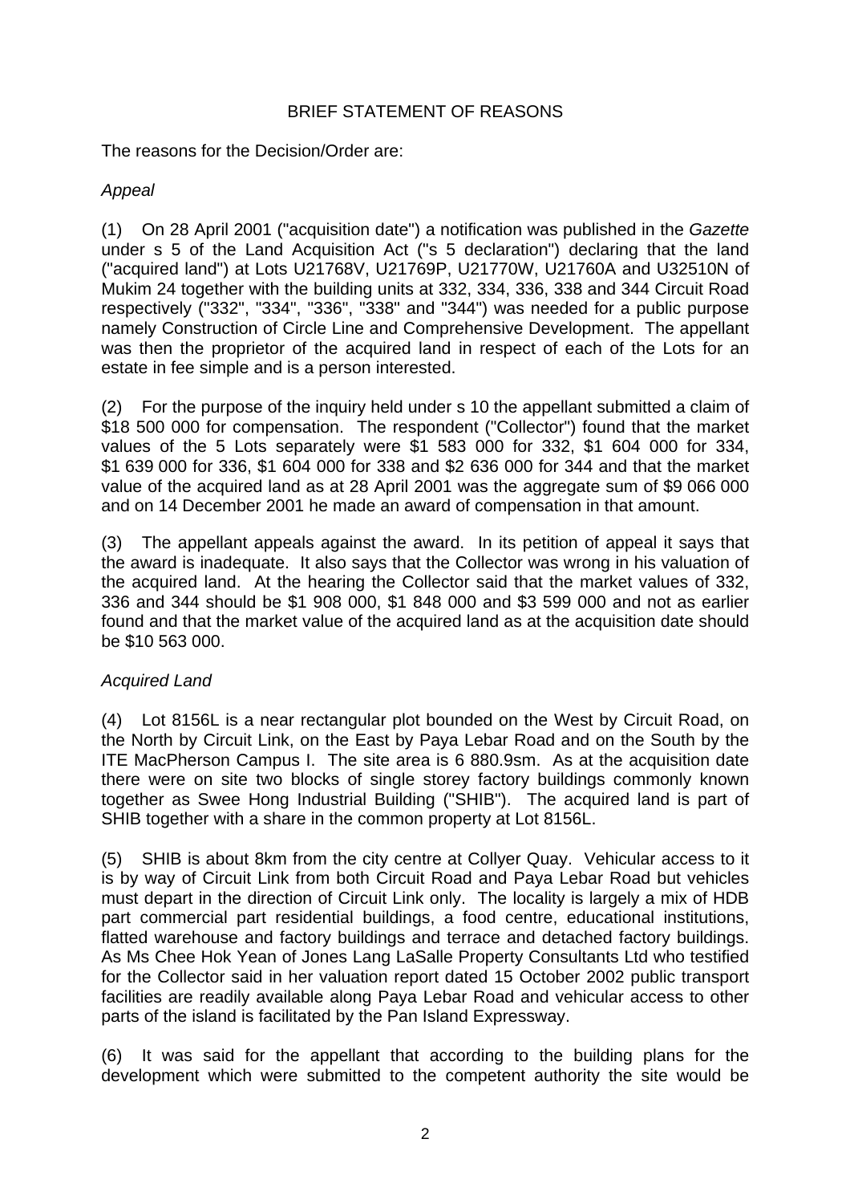BRIEF STATEMENT OF REASONS

The reasons for the Decision/Order are:

*Appeal*

(1) On 28 April 2001 ("acquisition date") a notification was published in the *Gazette* under s 5 of the Land Acquisition Act ("s 5 declaration") declaring that the land ("acquired land") at Lots U21768V, U21769P, U21770W, U21760A and U32510N of Mukim 24 together with the building units at 332, 334, 336, 338 and 344 Circuit Road respectively ("332", "334", "336", "338" and "344") was needed for a public purpose namely Construction of Circle Line and Comprehensive Development. The appellant was then the proprietor of the acquired land in respect of each of the Lots for an estate in fee simple and is a person interested.

(2) For the purpose of the inquiry held under s 10 the appellant submitted a claim of $18 500 000 for compensation. The respondent ("Collector") found that the market values of the 5 Lots separately were $1 583 000 for 332, $1 604 000 for 334, $1 639 000 for 336, $1 604 000 for 338 and $2 636 000 for 344 and that the market value of the acquired land as at 28 April 2001 was the aggregate sum of $9 066 000 and on 14 December 2001 he made an award of compensation in that amount.

(3) The appellant appeals against the award. In its petition of appeal it says that the award is inadequate. It also says that the Collector was wrong in his valuation of the acquired land. At the hearing the Collector said that the market values of 332, 336 and 344 should be $1 908 000, $1 848 000 and $3 599 000 and not as earlier found and that the market value of the acquired land as at the acquisition date should be $10 563 000.

*Acquired Land*

(4) Lot 8156L is a near rectangular plot bounded on the West by Circuit Road, on the North by Circuit Link, on the East by Paya Lebar Road and on the South by the ITE MacPherson Campus I. The site area is 6 880.9sm. As at the acquisition date there were on site two blocks of single storey factory buildings commonly known together as Swee Hong Industrial Building ("SHIB"). The acquired land is part of SHIB together with a share in the common property at Lot 8156L.

(5) SHIB is about 8km from the city centre at Collyer Quay. Vehicular access to it is by way of Circuit Link from both Circuit Road and Paya Lebar Road but vehicles must depart in the direction of Circuit Link only. The locality is largely a mix of HDB part commercial part residential buildings, a food centre, educational institutions, flatted warehouse and factory buildings and terrace and detached factory buildings. As Ms Chee Hok Yean of Jones Lang LaSalle Property Consultants Ltd who testified for the Collector said in her valuation report dated 15 October 2002 public transport facilities are readily available along Paya Lebar Road and vehicular access to other parts of the island is facilitated by the Pan Island Expressway.

(6) It was said for the appellant that according to the building plans for the development which were submitted to the competent authority the site would be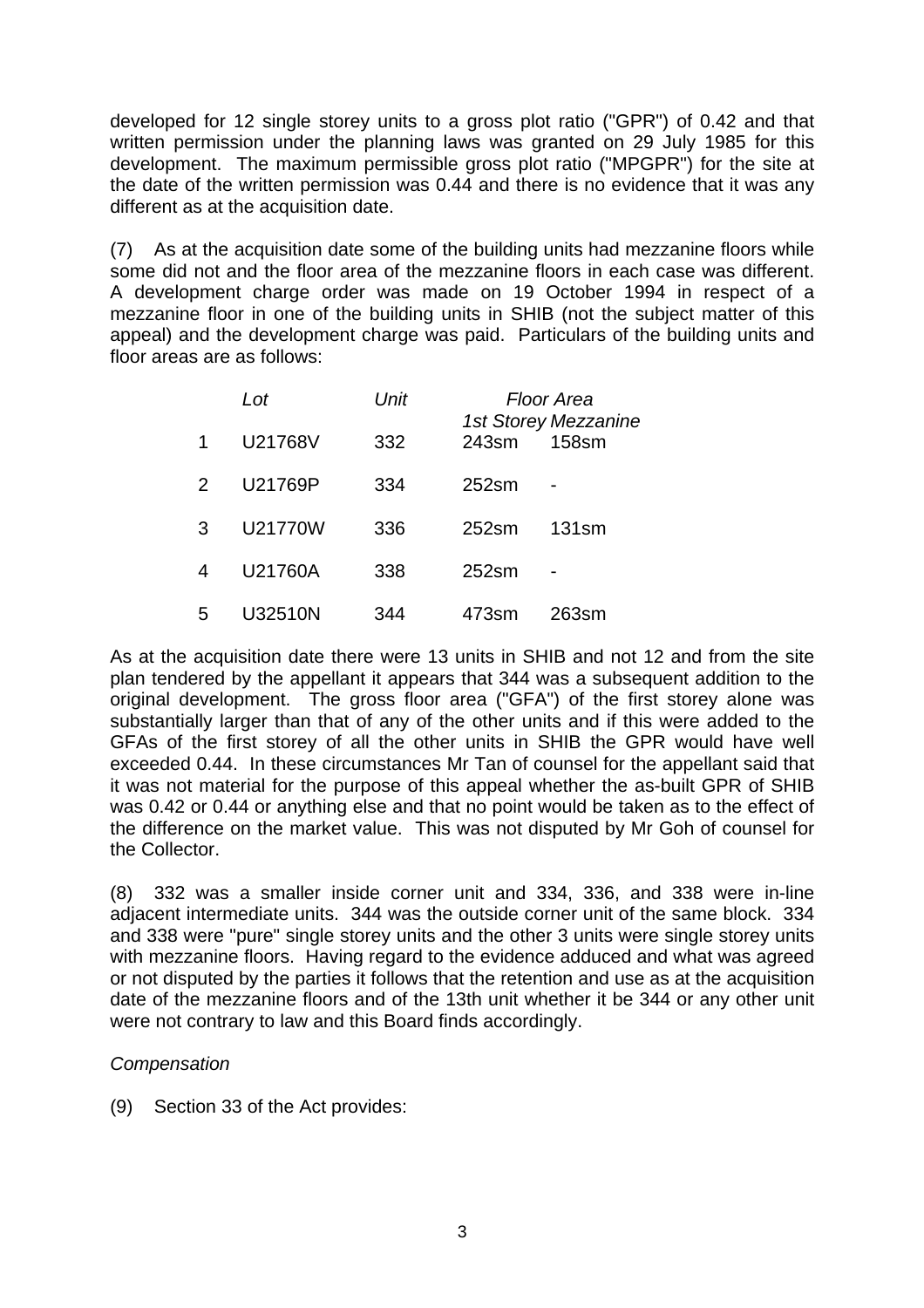developed for 12 single storey units to a gross plot ratio ("GPR") of 0.42 and that written permission under the planning laws was granted on 29 July 1985 for this development. The maximum permissible gross plot ratio ("MPGPR") for the site at the date of the written permission was 0.44 and there is no evidence that it was any different as at the acquisition date.

(7) As at the acquisition date some of the building units had mezzanine floors while some did not and the floor area of the mezzanine floors in each case was different. A development charge order was made on 19 October 1994 in respect of a mezzanine floor in one of the building units in SHIB (not the subject matter of this appeal) and the development charge was paid. Particulars of the building units and floor areas are as follows:

| | *Lot* | *Unit* | *Floor Area* | |
|---|---|---|---|---|
| | | | *1st Storey* | *Mezzanine* |
| 1 | U21768V | 332 | 243sm | 158sm |
| 2 | U21769P | 334 | 252sm | - |
| 3 | U21770W | 336 | 252sm | 131sm |
| 4 | U21760A | 338 | 252sm | - |
| 5 | U32510N | 344 | 473sm | 263sm |

As at the acquisition date there were 13 units in SHIB and not 12 and from the site plan tendered by the appellant it appears that 344 was a subsequent addition to the original development. The gross floor area ("GFA") of the first storey alone was substantially larger than that of any of the other units and if this were added to the GFAs of the first storey of all the other units in SHIB the GPR would have well exceeded 0.44. In these circumstances Mr Tan of counsel for the appellant said that it was not material for the purpose of this appeal whether the as-built GPR of SHIB was 0.42 or 0.44 or anything else and that no point would be taken as to the effect of the difference on the market value. This was not disputed by Mr Goh of counsel for the Collector.

(8) 332 was a smaller inside corner unit and 334, 336, and 338 were in-line adjacent intermediate units. 344 was the outside corner unit of the same block. 334 and 338 were "pure" single storey units and the other 3 units were single storey units with mezzanine floors. Having regard to the evidence adduced and what was agreed or not disputed by the parties it follows that the retention and use as at the acquisition date of the mezzanine floors and of the 13th unit whether it be 344 or any other unit were not contrary to law and this Board finds accordingly.

*Compensation*

(9) Section 33 of the Act provides: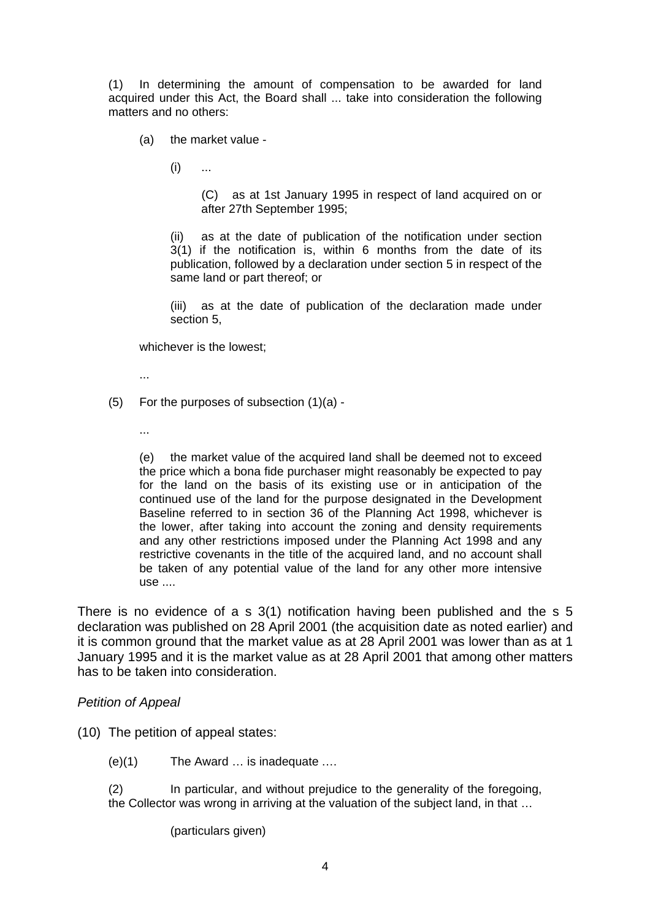(1) In determining the amount of compensation to be awarded for land acquired under this Act, the Board shall ... take into consideration the following matters and no others:

(a) the market value -

(i) ...

(C) as at 1st January 1995 in respect of land acquired on or after 27th September 1995;

(ii) as at the date of publication of the notification under section 3(1) if the notification is, within 6 months from the date of its publication, followed by a declaration under section 5 in respect of the same land or part thereof; or

(iii) as at the date of publication of the declaration made under section 5,

whichever is the lowest;

...

(5) For the purposes of subsection (1)(a) -

...

(e) the market value of the acquired land shall be deemed not to exceed the price which a bona fide purchaser might reasonably be expected to pay for the land on the basis of its existing use or in anticipation of the continued use of the land for the purpose designated in the Development Baseline referred to in section 36 of the Planning Act 1998, whichever is the lower, after taking into account the zoning and density requirements and any other restrictions imposed under the Planning Act 1998 and any restrictive covenants in the title of the acquired land, and no account shall be taken of any potential value of the land for any other more intensive use ....

There is no evidence of a s 3(1) notification having been published and the s 5 declaration was published on 28 April 2001 (the acquisition date as noted earlier) and it is common ground that the market value as at 28 April 2001 was lower than as at 1 January 1995 and it is the market value as at 28 April 2001 that among other matters has to be taken into consideration.

*Petition of Appeal*

(10) The petition of appeal states:

(e)(1) The Award … is inadequate ….

(2) In particular, and without prejudice to the generality of the foregoing, the Collector was wrong in arriving at the valuation of the subject land, in that …

(particulars given)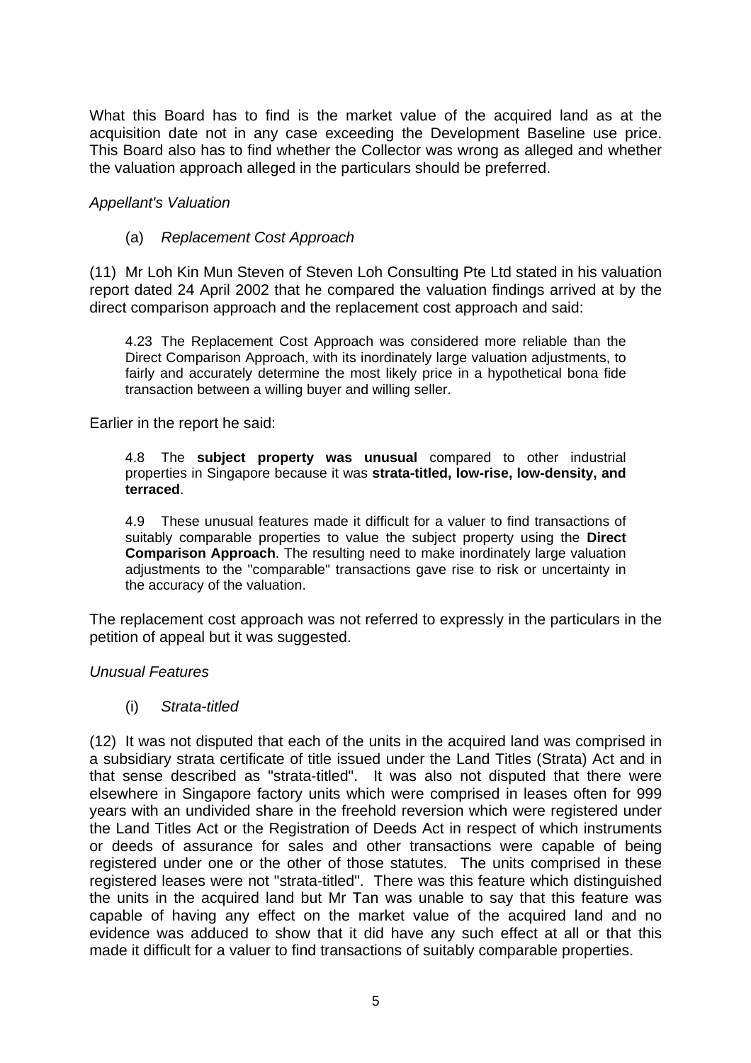What this Board has to find is the market value of the acquired land as at the acquisition date not in any case exceeding the Development Baseline use price. This Board also has to find whether the Collector was wrong as alleged and whether the valuation approach alleged in the particulars should be preferred.

*Appellant's Valuation*

(a) *Replacement Cost Approach*

(11) Mr Loh Kin Mun Steven of Steven Loh Consulting Pte Ltd stated in his valuation report dated 24 April 2002 that he compared the valuation findings arrived at by the direct comparison approach and the replacement cost approach and said:

> 4.23 The Replacement Cost Approach was considered more reliable than the Direct Comparison Approach, with its inordinately large valuation adjustments, to fairly and accurately determine the most likely price in a hypothetical bona fide transaction between a willing buyer and willing seller.

Earlier in the report he said:

> 4.8 The **subject property was unusual** compared to other industrial properties in Singapore because it was **strata-titled, low-rise, low-density, and terraced**.
>
> 4.9 These unusual features made it difficult for a valuer to find transactions of suitably comparable properties to value the subject property using the **Direct Comparison Approach**. The resulting need to make inordinately large valuation adjustments to the "comparable" transactions gave rise to risk or uncertainty in the accuracy of the valuation.

The replacement cost approach was not referred to expressly in the particulars in the petition of appeal but it was suggested.

*Unusual Features*

(i) *Strata-titled*

(12) It was not disputed that each of the units in the acquired land was comprised in a subsidiary strata certificate of title issued under the Land Titles (Strata) Act and in that sense described as "strata-titled". It was also not disputed that there were elsewhere in Singapore factory units which were comprised in leases often for 999 years with an undivided share in the freehold reversion which were registered under the Land Titles Act or the Registration of Deeds Act in respect of which instruments or deeds of assurance for sales and other transactions were capable of being registered under one or the other of those statutes. The units comprised in these registered leases were not "strata-titled". There was this feature which distinguished the units in the acquired land but Mr Tan was unable to say that this feature was capable of having any effect on the market value of the acquired land and no evidence was adduced to show that it did have any such effect at all or that this made it difficult for a valuer to find transactions of suitably comparable properties.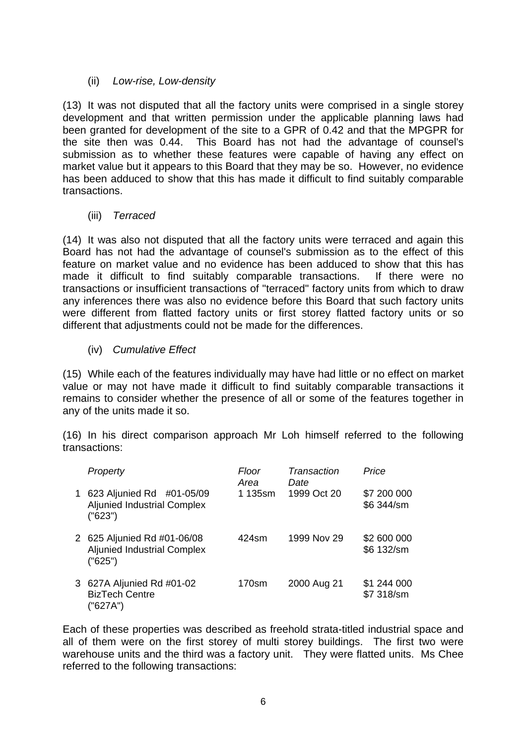(ii) *Low-rise, Low-density*

(13) It was not disputed that all the factory units were comprised in a single storey development and that written permission under the applicable planning laws had been granted for development of the site to a GPR of 0.42 and that the MPGPR for the site then was 0.44. This Board has not had the advantage of counsel's submission as to whether these features were capable of having any effect on market value but it appears to this Board that they may be so. However, no evidence has been adduced to show that this has made it difficult to find suitably comparable transactions.

(iii) *Terraced*

(14) It was also not disputed that all the factory units were terraced and again this Board has not had the advantage of counsel's submission as to the effect of this feature on market value and no evidence has been adduced to show that this has made it difficult to find suitably comparable transactions. If there were no transactions or insufficient transactions of "terraced" factory units from which to draw any inferences there was also no evidence before this Board that such factory units were different from flatted factory units or first storey flatted factory units or so different that adjustments could not be made for the differences.

(iv) *Cumulative Effect*

(15) While each of the features individually may have had little or no effect on market value or may not have made it difficult to find suitably comparable transactions it remains to consider whether the presence of all or some of the features together in any of the units made it so.

(16) In his direct comparison approach Mr Loh himself referred to the following transactions:

| | *Property* | *Floor Area* | *Transaction Date* | *Price* |
|---|---|---|---|---|
| 1 | 623 Aljunied Rd #01-05/09 Aljunied Industrial Complex ("623") | 1 135sm | 1999 Oct 20 | \$7 200 000<br>\$6 344/sm |
| 2 | 625 Aljunied Rd #01-06/08 Aljunied Industrial Complex ("625") | 424sm | 1999 Nov 29 | \$2 600 000<br>\$6 132/sm |
| 3 | 627A Aljunied Rd #01-02 BizTech Centre ("627A") | 170sm | 2000 Aug 21 | \$1 244 000<br>\$7 318/sm |

Each of these properties was described as freehold strata-titled industrial space and all of them were on the first storey of multi storey buildings. The first two were warehouse units and the third was a factory unit. They were flatted units. Ms Chee referred to the following transactions: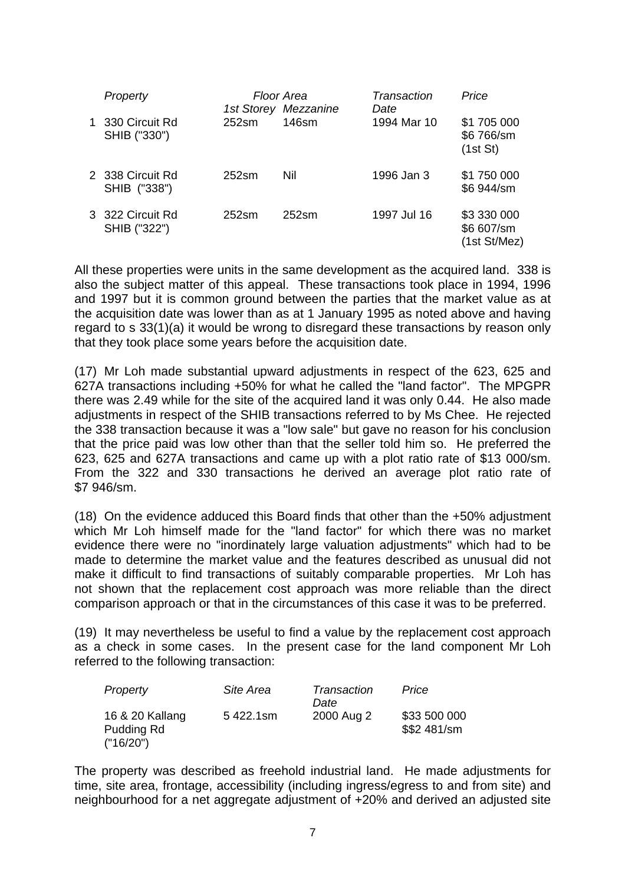| | Property | Floor Area | | Transaction Date | Price |
|---|---|---|---|---|---|
| | | 1st Storey | Mezzanine | | |
| 1 | 330 Circuit Rd SHIB ("330") | 252sm | 146sm | 1994 Mar 10 | $1 705 000 $6 766/sm (1st St) |
| 2 | 338 Circuit Rd SHIB ("338") | 252sm | Nil | 1996 Jan 3 | $1 750 000 $6 944/sm |
| 3 | 322 Circuit Rd SHIB ("322") | 252sm | 252sm | 1997 Jul 16 | $3 330 000 $6 607/sm (1st St/Mez) |

All these properties were units in the same development as the acquired land. 338 is also the subject matter of this appeal. These transactions took place in 1994, 1996 and 1997 but it is common ground between the parties that the market value as at the acquisition date was lower than as at 1 January 1995 as noted above and having regard to s 33(1)(a) it would be wrong to disregard these transactions by reason only that they took place some years before the acquisition date.

(17) Mr Loh made substantial upward adjustments in respect of the 623, 625 and 627A transactions including +50% for what he called the "land factor". The MPGPR there was 2.49 while for the site of the acquired land it was only 0.44. He also made adjustments in respect of the SHIB transactions referred to by Ms Chee. He rejected the 338 transaction because it was a "low sale" but gave no reason for his conclusion that the price paid was low other than that the seller told him so. He preferred the 623, 625 and 627A transactions and came up with a plot ratio rate of $13 000/sm. From the 322 and 330 transactions he derived an average plot ratio rate of $7 946/sm.

(18) On the evidence adduced this Board finds that other than the +50% adjustment which Mr Loh himself made for the "land factor" for which there was no market evidence there were no "inordinately large valuation adjustments" which had to be made to determine the market value and the features described as unusual did not make it difficult to find transactions of suitably comparable properties. Mr Loh has not shown that the replacement cost approach was more reliable than the direct comparison approach or that in the circumstances of this case it was to be preferred.

(19) It may nevertheless be useful to find a value by the replacement cost approach as a check in some cases. In the present case for the land component Mr Loh referred to the following transaction:

| Property | Site Area | Transaction Date | Price |
|---|---|---|---|
| 16 & 20 Kallang Pudding Rd ("16/20") | 5 422.1sm | 2000 Aug 2 | $33 500 000 $$2 481/sm |

The property was described as freehold industrial land. He made adjustments for time, site area, frontage, accessibility (including ingress/egress to and from site) and neighbourhood for a net aggregate adjustment of +20% and derived an adjusted site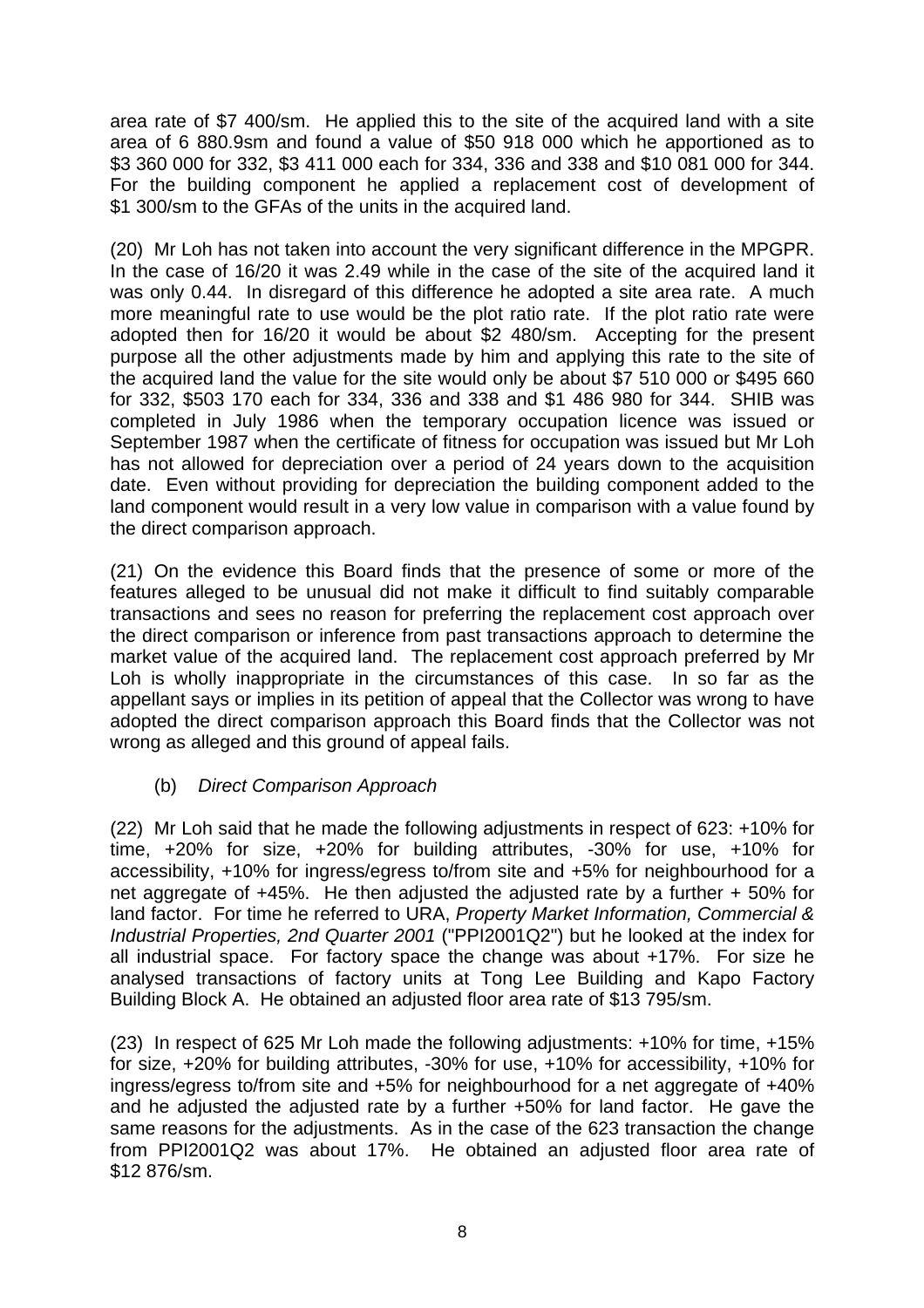area rate of $7 400/sm. He applied this to the site of the acquired land with a site area of 6 880.9sm and found a value of $50 918 000 which he apportioned as to $3 360 000 for 332, $3 411 000 each for 334, 336 and 338 and $10 081 000 for 344. For the building component he applied a replacement cost of development of $1 300/sm to the GFAs of the units in the acquired land.

(20) Mr Loh has not taken into account the very significant difference in the MPGPR. In the case of 16/20 it was 2.49 while in the case of the site of the acquired land it was only 0.44. In disregard of this difference he adopted a site area rate. A much more meaningful rate to use would be the plot ratio rate. If the plot ratio rate were adopted then for 16/20 it would be about $2 480/sm. Accepting for the present purpose all the other adjustments made by him and applying this rate to the site of the acquired land the value for the site would only be about $7 510 000 or $495 660 for 332, $503 170 each for 334, 336 and 338 and $1 486 980 for 344. SHIB was completed in July 1986 when the temporary occupation licence was issued or September 1987 when the certificate of fitness for occupation was issued but Mr Loh has not allowed for depreciation over a period of 24 years down to the acquisition date. Even without providing for depreciation the building component added to the land component would result in a very low value in comparison with a value found by the direct comparison approach.

(21) On the evidence this Board finds that the presence of some or more of the features alleged to be unusual did not make it difficult to find suitably comparable transactions and sees no reason for preferring the replacement cost approach over the direct comparison or inference from past transactions approach to determine the market value of the acquired land. The replacement cost approach preferred by Mr Loh is wholly inappropriate in the circumstances of this case. In so far as the appellant says or implies in its petition of appeal that the Collector was wrong to have adopted the direct comparison approach this Board finds that the Collector was not wrong as alleged and this ground of appeal fails.

(b) *Direct Comparison Approach*

(22) Mr Loh said that he made the following adjustments in respect of 623: +10% for time, +20% for size, +20% for building attributes, -30% for use, +10% for accessibility, +10% for ingress/egress to/from site and +5% for neighbourhood for a net aggregate of +45%. He then adjusted the adjusted rate by a further + 50% for land factor. For time he referred to URA, *Property Market Information, Commercial & Industrial Properties, 2nd Quarter 2001* ("PPI2001Q2") but he looked at the index for all industrial space. For factory space the change was about +17%. For size he analysed transactions of factory units at Tong Lee Building and Kapo Factory Building Block A. He obtained an adjusted floor area rate of $13 795/sm.

(23) In respect of 625 Mr Loh made the following adjustments: +10% for time, +15% for size, +20% for building attributes, -30% for use, +10% for accessibility, +10% for ingress/egress to/from site and +5% for neighbourhood for a net aggregate of +40% and he adjusted the adjusted rate by a further +50% for land factor. He gave the same reasons for the adjustments. As in the case of the 623 transaction the change from PPI2001Q2 was about 17%. He obtained an adjusted floor area rate of $12 876/sm.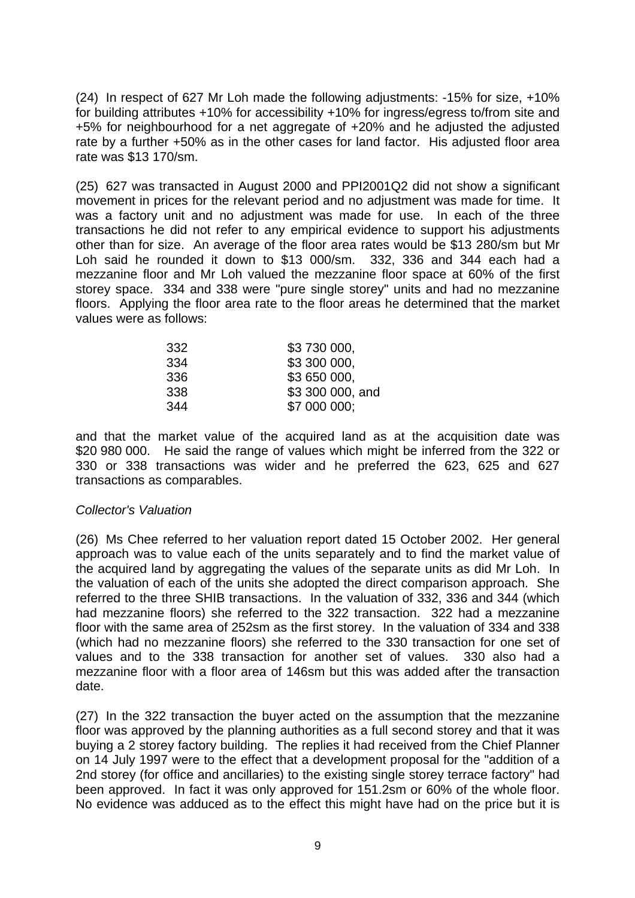(24) In respect of 627 Mr Loh made the following adjustments: -15% for size, +10% for building attributes +10% for accessibility +10% for ingress/egress to/from site and +5% for neighbourhood for a net aggregate of +20% and he adjusted the adjusted rate by a further +50% as in the other cases for land factor. His adjusted floor area rate was $13 170/sm.

(25) 627 was transacted in August 2000 and PPI2001Q2 did not show a significant movement in prices for the relevant period and no adjustment was made for time. It was a factory unit and no adjustment was made for use. In each of the three transactions he did not refer to any empirical evidence to support his adjustments other than for size. An average of the floor area rates would be $13 280/sm but Mr Loh said he rounded it down to $13 000/sm. 332, 336 and 344 each had a mezzanine floor and Mr Loh valued the mezzanine floor space at 60% of the first storey space. 334 and 338 were "pure single storey" units and had no mezzanine floors. Applying the floor area rate to the floor areas he determined that the market values were as follows:

| | |
|---|---|
| 332 | $3 730 000, |
| 334 | $3 300 000, |
| 336 | $3 650 000, |
| 338 | $3 300 000, and |
| 344 | $7 000 000; |

and that the market value of the acquired land as at the acquisition date was $20 980 000. He said the range of values which might be inferred from the 322 or 330 or 338 transactions was wider and he preferred the 623, 625 and 627 transactions as comparables.

*Collector's Valuation*

(26) Ms Chee referred to her valuation report dated 15 October 2002. Her general approach was to value each of the units separately and to find the market value of the acquired land by aggregating the values of the separate units as did Mr Loh. In the valuation of each of the units she adopted the direct comparison approach. She referred to the three SHIB transactions. In the valuation of 332, 336 and 344 (which had mezzanine floors) she referred to the 322 transaction. 322 had a mezzanine floor with the same area of 252sm as the first storey. In the valuation of 334 and 338 (which had no mezzanine floors) she referred to the 330 transaction for one set of values and to the 338 transaction for another set of values. 330 also had a mezzanine floor with a floor area of 146sm but this was added after the transaction date.

(27) In the 322 transaction the buyer acted on the assumption that the mezzanine floor was approved by the planning authorities as a full second storey and that it was buying a 2 storey factory building. The replies it had received from the Chief Planner on 14 July 1997 were to the effect that a development proposal for the "addition of a 2nd storey (for office and ancillaries) to the existing single storey terrace factory" had been approved. In fact it was only approved for 151.2sm or 60% of the whole floor. No evidence was adduced as to the effect this might have had on the price but it is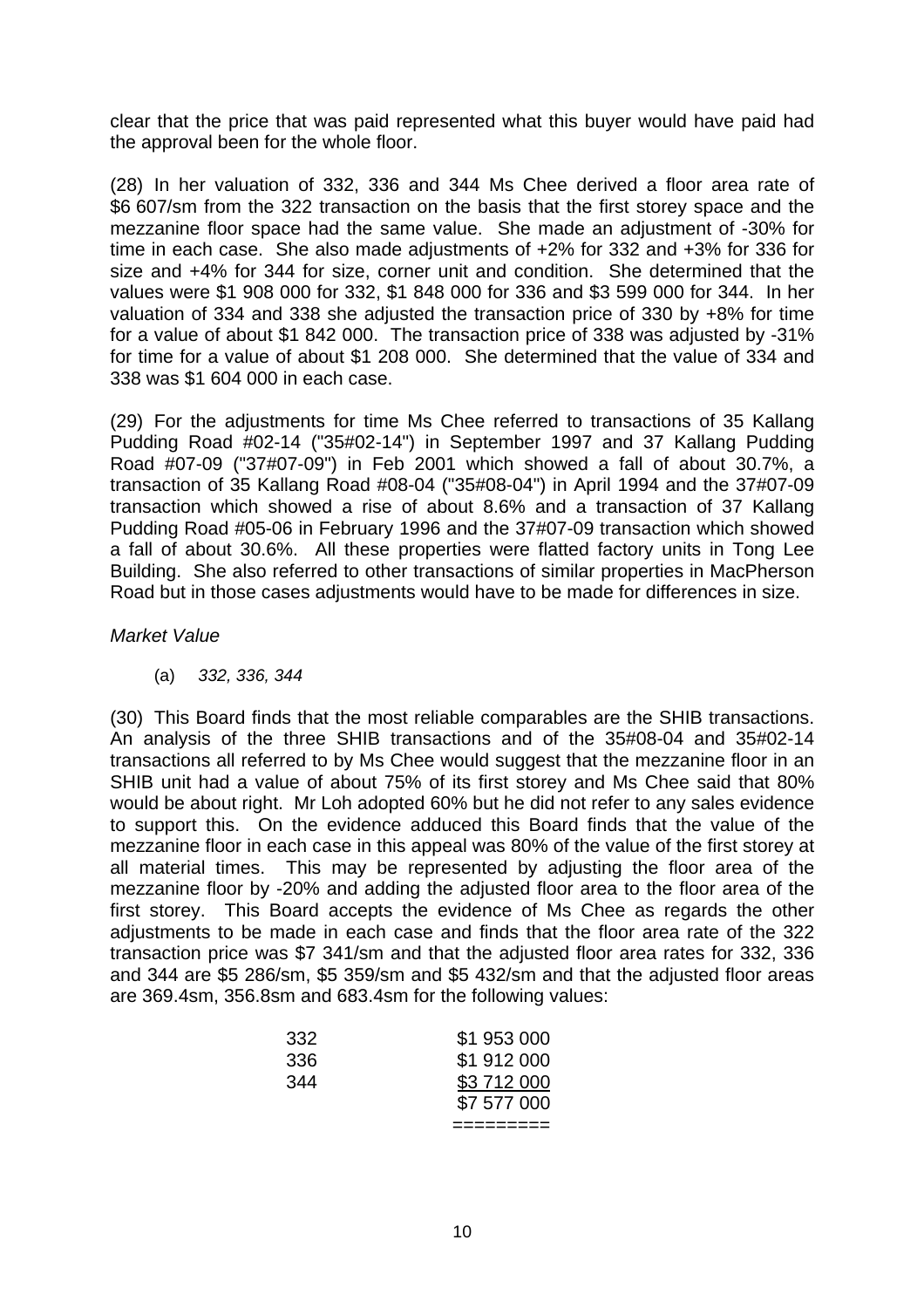clear that the price that was paid represented what this buyer would have paid had the approval been for the whole floor.

(28) In her valuation of 332, 336 and 344 Ms Chee derived a floor area rate of \$6 607/sm from the 322 transaction on the basis that the first storey space and the mezzanine floor space had the same value. She made an adjustment of -30% for time in each case. She also made adjustments of +2% for 332 and +3% for 336 for size and +4% for 344 for size, corner unit and condition. She determined that the values were \$1 908 000 for 332, \$1 848 000 for 336 and \$3 599 000 for 344. In her valuation of 334 and 338 she adjusted the transaction price of 330 by +8% for time for a value of about \$1 842 000. The transaction price of 338 was adjusted by -31% for time for a value of about \$1 208 000. She determined that the value of 334 and 338 was \$1 604 000 in each case.

(29) For the adjustments for time Ms Chee referred to transactions of 35 Kallang Pudding Road #02-14 ("35#02-14") in September 1997 and 37 Kallang Pudding Road #07-09 ("37#07-09") in Feb 2001 which showed a fall of about 30.7%, a transaction of 35 Kallang Road #08-04 ("35#08-04") in April 1994 and the 37#07-09 transaction which showed a rise of about 8.6% and a transaction of 37 Kallang Pudding Road #05-06 in February 1996 and the 37#07-09 transaction which showed a fall of about 30.6%. All these properties were flatted factory units in Tong Lee Building. She also referred to other transactions of similar properties in MacPherson Road but in those cases adjustments would have to be made for differences in size.

*Market Value*

(a) *332, 336, 344*

(30) This Board finds that the most reliable comparables are the SHIB transactions. An analysis of the three SHIB transactions and of the 35#08-04 and 35#02-14 transactions all referred to by Ms Chee would suggest that the mezzanine floor in an SHIB unit had a value of about 75% of its first storey and Ms Chee said that 80% would be about right. Mr Loh adopted 60% but he did not refer to any sales evidence to support this. On the evidence adduced this Board finds that the value of the mezzanine floor in each case in this appeal was 80% of the value of the first storey at all material times. This may be represented by adjusting the floor area of the mezzanine floor by -20% and adding the adjusted floor area to the floor area of the first storey. This Board accepts the evidence of Ms Chee as regards the other adjustments to be made in each case and finds that the floor area rate of the 322 transaction price was \$7 341/sm and that the adjusted floor area rates for 332, 336 and 344 are \$5 286/sm, \$5 359/sm and \$5 432/sm and that the adjusted floor areas are 369.4sm, 356.8sm and 683.4sm for the following values:

| | |
|---|---|
| 332 | \$1 953 000 |
| 336 | \$1 912 000 |
| 344 | \$3 712 000 |
| | \$7 577 000 |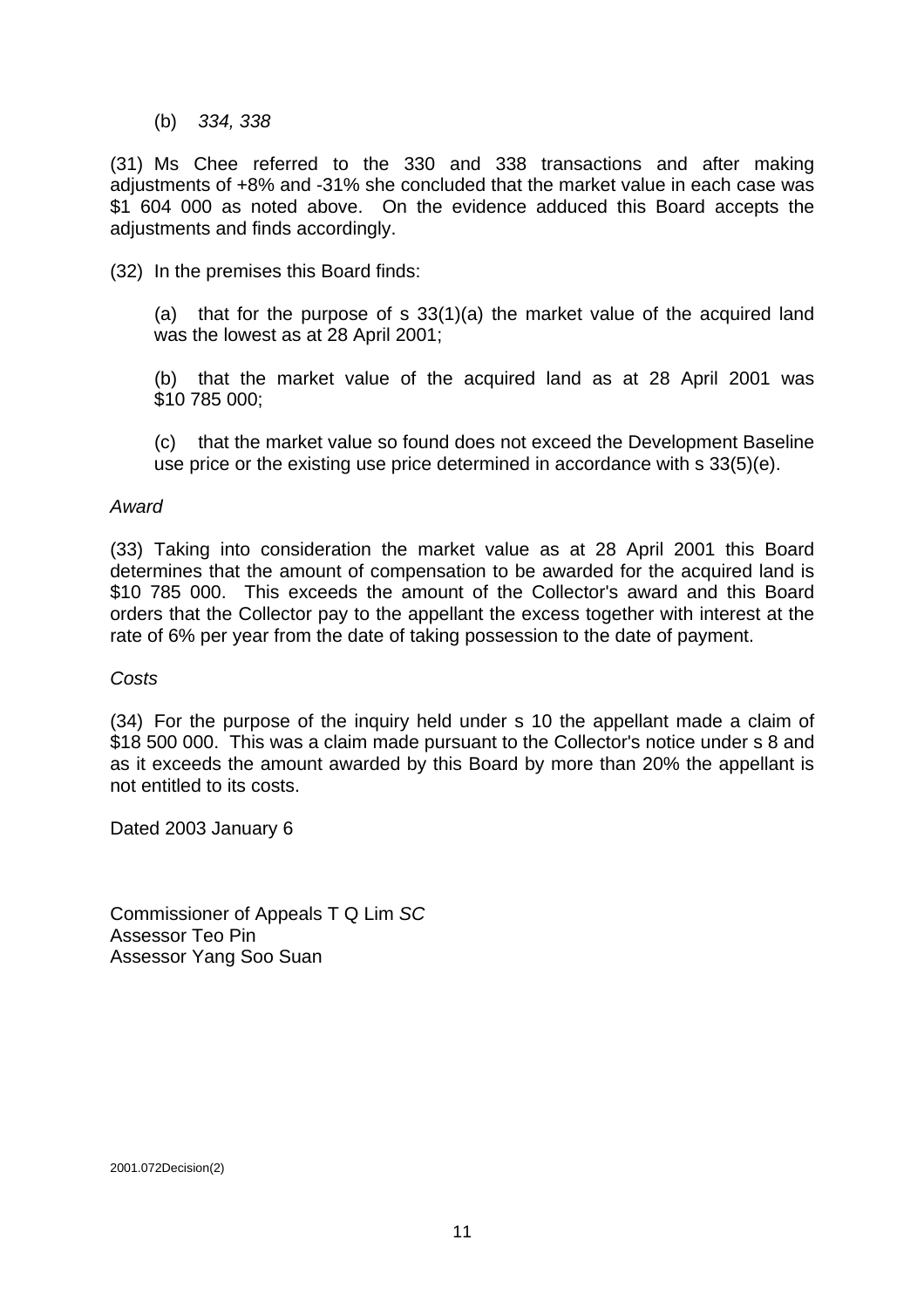(b) *334, 338*

(31) Ms Chee referred to the 330 and 338 transactions and after making adjustments of +8% and -31% she concluded that the market value in each case was $1 604 000 as noted above. On the evidence adduced this Board accepts the adjustments and finds accordingly.

(32) In the premises this Board finds:

(a) that for the purpose of s 33(1)(a) the market value of the acquired land was the lowest as at 28 April 2001;

(b) that the market value of the acquired land as at 28 April 2001 was $10 785 000;

(c) that the market value so found does not exceed the Development Baseline use price or the existing use price determined in accordance with s 33(5)(e).

*Award*

(33) Taking into consideration the market value as at 28 April 2001 this Board determines that the amount of compensation to be awarded for the acquired land is $10 785 000. This exceeds the amount of the Collector's award and this Board orders that the Collector pay to the appellant the excess together with interest at the rate of 6% per year from the date of taking possession to the date of payment.

*Costs*

(34) For the purpose of the inquiry held under s 10 the appellant made a claim of $18 500 000. This was a claim made pursuant to the Collector's notice under s 8 and as it exceeds the amount awarded by this Board by more than 20% the appellant is not entitled to its costs.

Dated 2003 January 6

Commissioner of Appeals T Q Lim *SC*
Assessor Teo Pin
Assessor Yang Soo Suan

2001.072Decision(2)